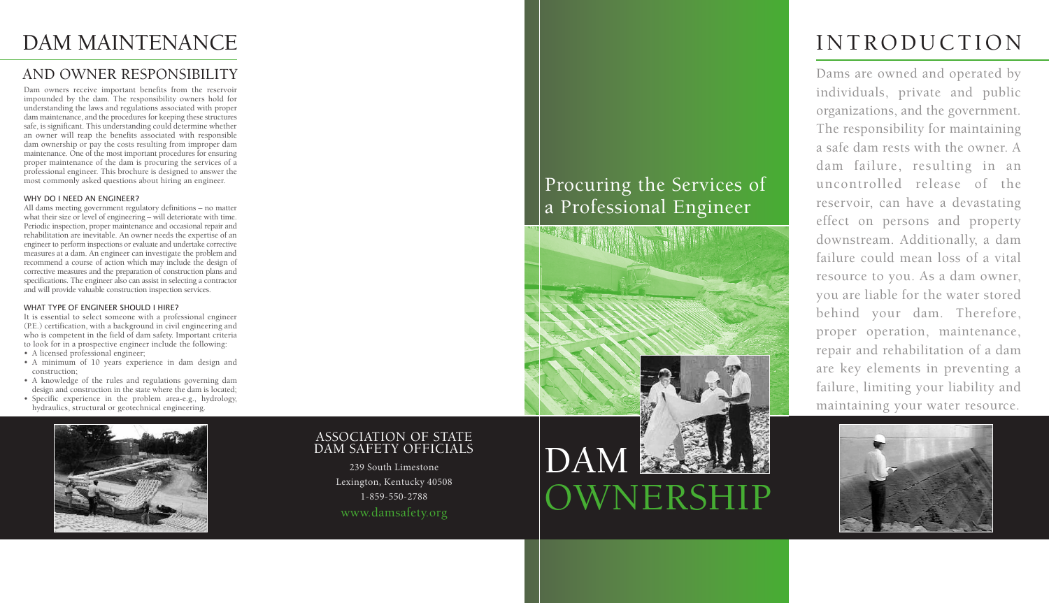# DAM MAINTENANCE

## AND OWNER RESPONSIBILITY

Dam owners receive important benefits from the reservoir impounded by the dam. The responsibility owners hold for understanding the laws and regulations associated with proper dam maintenance, and the procedures for keeping these structures safe, is significant. This understanding could determine whether an owner will reap the benefits associated with responsible dam ownership or pay the costs resulting from improper dam maintenance. One of the most important procedures for ensuring proper maintenance of the dam is procuring the services of a professional engineer. This brochure is designed to answer the most commonly asked questions about hiring an engineer.

### WHY DO I NEED AN ENGINEER?

All dams meeting government regulatory definitions – no matter what their size or level of engineering – will deteriorate with time. Periodic inspection, proper maintenance and occasional repair and rehabilitation are inevitable. An owner needs the expertise of an engineer to perform inspections or evaluate and undertake corrective measures at a dam. An engineer can investigate the problem and recommend a course of action which may include the design of corrective measures and the preparation of construction plans and specifications. The engineer also can assist in selecting a contractor and will provide valuable construction inspection services.

### WHAT TYPE OF ENGINEER SHOULD I HIRE?

It is essential to select someone with a professional engineer (P.E.) certification, with a background in civil engineering and who is competent in the field of dam safety. Important criteria to look for in a prospective engineer include the following:

- A licensed professional engineer;
- A minimum of 10 years experience in dam design and construction;
- A knowledge of the rules and regulations governing dam design and construction in the state where the dam is located;
- Specific experience in the problem area-e.g., hydrology, hydraulics, structural or geotechnical engineering.

ASSOCIATION OF STATE DAM SAFETY OFFICIALS

239 South Limestone
Lexington, Kentucky 40508
1-859-550-2788
www.damsafety.org

Procuring the Services of a Professional Engineer

# DAM OWNERSHIP

# INTRODUCTION

Dams are owned and operated by individuals, private and public organizations, and the government. The responsibility for maintaining a safe dam rests with the owner. A dam failure, resulting in an uncontrolled release of the reservoir, can have a devastating effect on persons and property downstream. Additionally, a dam failure could mean loss of a vital resource to you. As a dam owner, you are liable for the water stored behind your dam. Therefore, proper operation, maintenance, repair and rehabilitation of a dam are key elements in preventing a failure, limiting your liability and maintaining your water resource.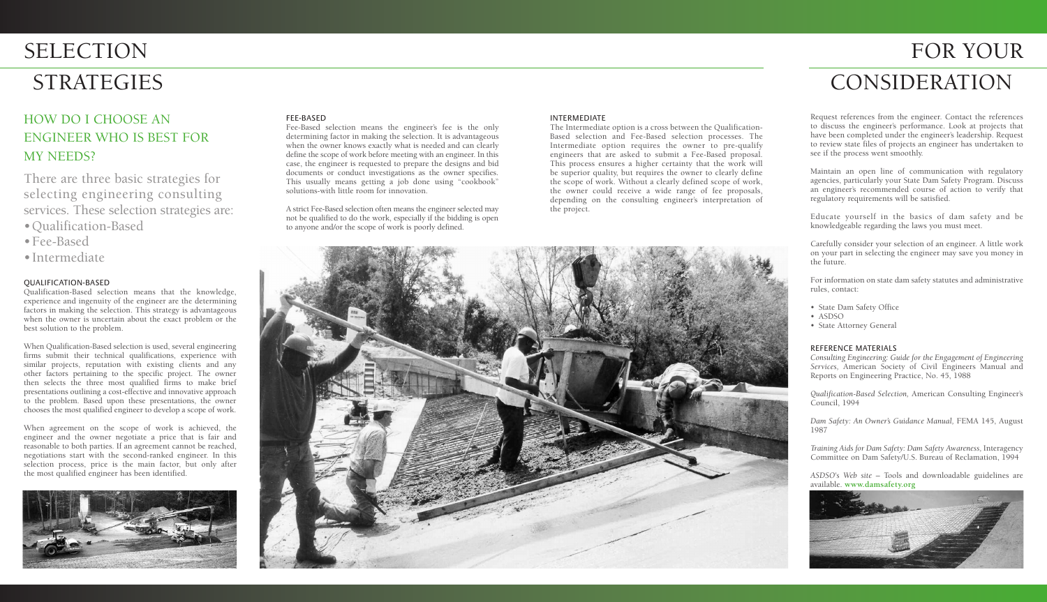# SELECTION STRATEGIES

## HOW DO I CHOOSE AN ENGINEER WHO IS BEST FOR MY NEEDS?

There are three basic strategies for selecting engineering consulting services. These selection strategies are:

- Qualification-Based
- Fee-Based
- Intermediate

### QUALIFICATION-BASED

Qualification-Based selection means that the knowledge, experience and ingenuity of the engineer are the determining factors in making the selection. This strategy is advantageous when the owner is uncertain about the exact problem or the best solution to the problem.

When Qualification-Based selection is used, several engineering firms submit their technical qualifications, experience with similar projects, reputation with existing clients and any other factors pertaining to the specific project. The owner then selects the three most qualified firms to make brief presentations outlining a cost-effective and innovative approach to the problem. Based upon these presentations, the owner chooses the most qualified engineer to develop a scope of work.

When agreement on the scope of work is achieved, the engineer and the owner negotiate a price that is fair and reasonable to both parties. If an agreement cannot be reached, negotiations start with the second-ranked engineer. In this selection process, price is the main factor, but only after the most qualified engineer has been identified.

### FEE-BASED

Fee-Based selection means the engineer's fee is the only determining factor in making the selection. It is advantageous when the owner knows exactly what is needed and can clearly define the scope of work before meeting with an engineer. In this case, the engineer is requested to prepare the designs and bid documents or conduct investigations as the owner specifies. This usually means getting a job done using "cookbook" solutions-with little room for innovation.

A strict Fee-Based selection often means the engineer selected may not be qualified to do the work, especially if the bidding is open to anyone and/or the scope of work is poorly defined.

### INTERMEDIATE

The Intermediate option is a cross between the Qualification-Based selection and Fee-Based selection processes. The Intermediate option requires the owner to pre-qualify engineers that are asked to submit a Fee-Based proposal. This process ensures a higher certainty that the work will be superior quality, but requires the owner to clearly define the scope of work. Without a clearly defined scope of work, the owner could receive a wide range of fee proposals, depending on the consulting engineer's interpretation of the project.

# FOR YOUR CONSIDERATION

Request references from the engineer. Contact the references to discuss the engineer's performance. Look at projects that have been completed under the engineer's leadership. Request to review state files of projects an engineer has undertaken to see if the process went smoothly.

Maintain an open line of communication with regulatory agencies, particularly your State Dam Safety Program. Discuss an engineer's recommended course of action to verify that regulatory requirements will be satisfied.

Educate yourself in the basics of dam safety and be knowledgeable regarding the laws you must meet.

Carefully consider your selection of an engineer. A little work on your part in selecting the engineer may save you money in the future.

For information on state dam safety statutes and administrative rules, contact:

- State Dam Safety Office
- ASDSO
- State Attorney General

### REFERENCE MATERIALS

*Consulting Engineering: Guide for the Engagement of Engineering Services*, American Society of Civil Engineers Manual and Reports on Engineering Practice, No. 45, 1988

*Qualification-Based Selection*, American Consulting Engineer's Council, 1994

*Dam Safety: An Owner's Guidance Manual*, FEMA 145, August 1987

*Training Aids for Dam Safety: Dam Safety Awareness*, Interagency Committee on Dam Safety/U.S. Bureau of Reclamation, 1994

*ASDSO's Web site* – Tools and downloadable guidelines are available. www.damsafety.org